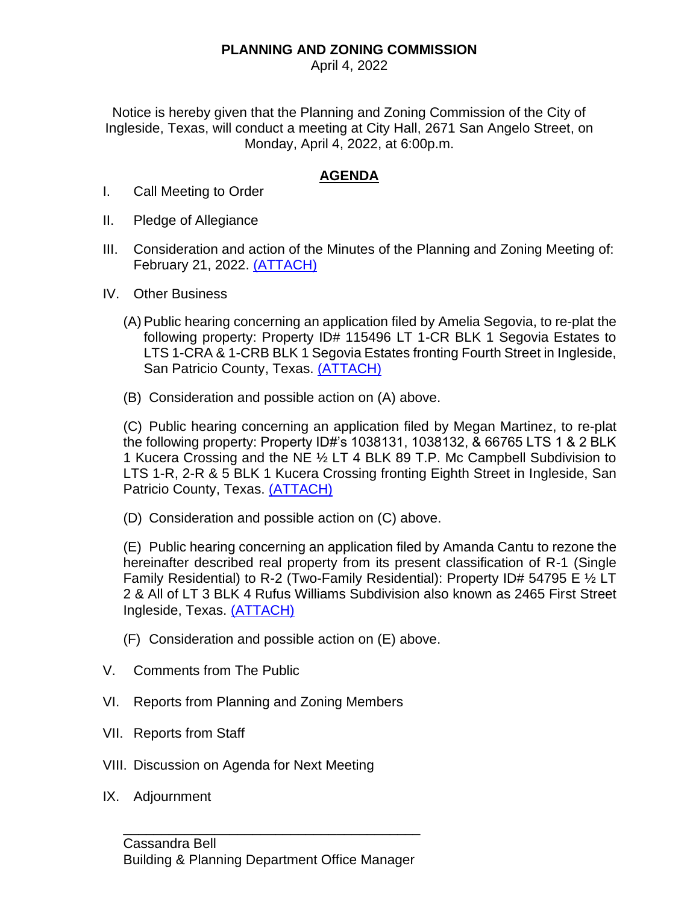**PLANNING AND ZONING COMMISSION**

April 4, 2022

Notice is hereby given that the Planning and Zoning Commission of the City of Ingleside, Texas, will conduct a meeting at City Hall, 2671 San Angelo Street, on Monday, April 4, 2022, at 6:00p.m.

**AGENDA**

I. Call Meeting to Order

II. Pledge of Allegiance

III. Consideration and action of the Minutes of the Planning and Zoning Meeting of: February 21, 2022. (ATTACH)

IV. Other Business

(A) Public hearing concerning an application filed by Amelia Segovia, to re-plat the following property: Property ID# 115496 LT 1-CR BLK 1 Segovia Estates to LTS 1-CRA & 1-CRB BLK 1 Segovia Estates fronting Fourth Street in Ingleside, San Patricio County, Texas. (ATTACH)

(B) Consideration and possible action on (A) above.

(C) Public hearing concerning an application filed by Megan Martinez, to re-plat the following property: Property ID#'s 1038131, 1038132, & 66765 LTS 1 & 2 BLK 1 Kucera Crossing and the NE ½ LT 4 BLK 89 T.P. Mc Campbell Subdivision to LTS 1-R, 2-R & 5 BLK 1 Kucera Crossing fronting Eighth Street in Ingleside, San Patricio County, Texas. (ATTACH)

(D) Consideration and possible action on (C) above.

(E) Public hearing concerning an application filed by Amanda Cantu to rezone the hereinafter described real property from its present classification of R-1 (Single Family Residential) to R-2 (Two-Family Residential): Property ID# 54795 E ½ LT 2 & All of LT 3 BLK 4 Rufus Williams Subdivision also known as 2465 First Street Ingleside, Texas. (ATTACH)

(F) Consideration and possible action on (E) above.

V. Comments from The Public

VI. Reports from Planning and Zoning Members

VII. Reports from Staff

VIII. Discussion on Agenda for Next Meeting

IX. Adjournment

\_\_\_\_\_\_\_\_\_\_\_\_\_\_\_\_\_\_\_\_\_\_\_\_\_\_\_\_\_\_\_\_\_\_\_\_\_\_

Cassandra Bell
Building & Planning Department Office Manager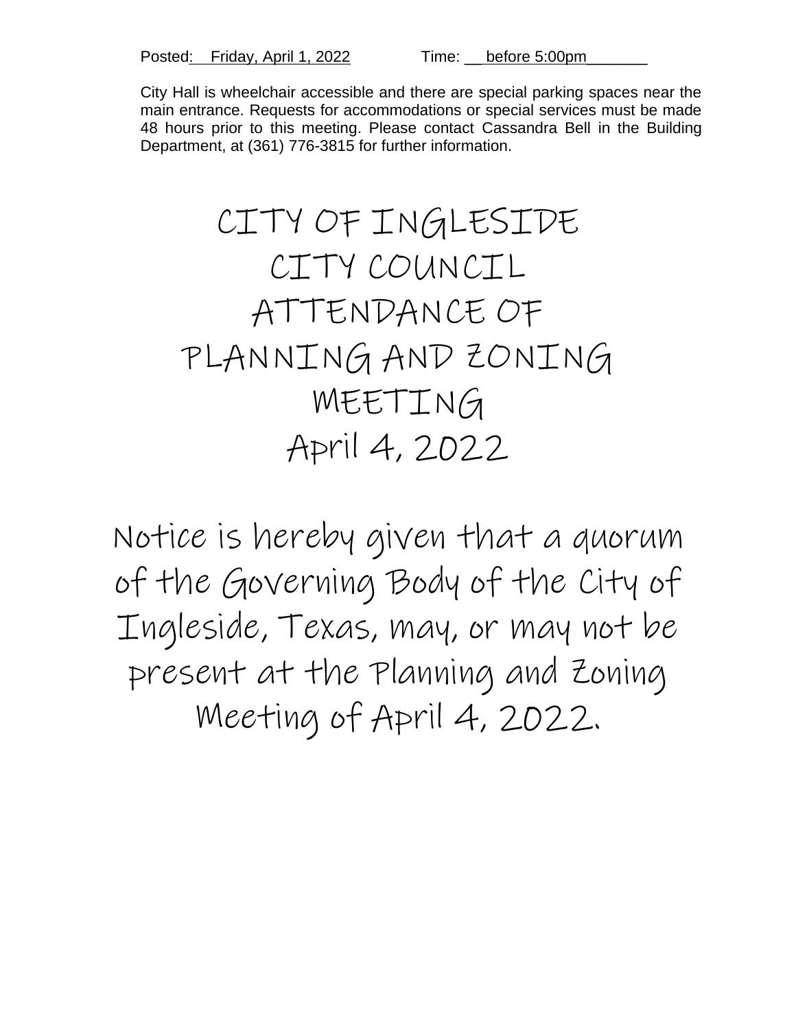Posted: Friday, April 1, 2022 Time: before 5:00pm

City Hall is wheelchair accessible and there are special parking spaces near the main entrance. Requests for accommodations or special services must be made 48 hours prior to this meeting. Please contact Cassandra Bell in the Building Department, at (361) 776-3815 for further information.

# CITY OF INGLESIDE
# CITY COUNCIL
# ATTENDANCE OF PLANNING AND ZONING MEETING
# April 4, 2022

Notice is hereby given that a quorum of the Governing Body of the City of Ingleside, Texas, may, or may not be present at the Planning and Zoning Meeting of April 4, 2022.